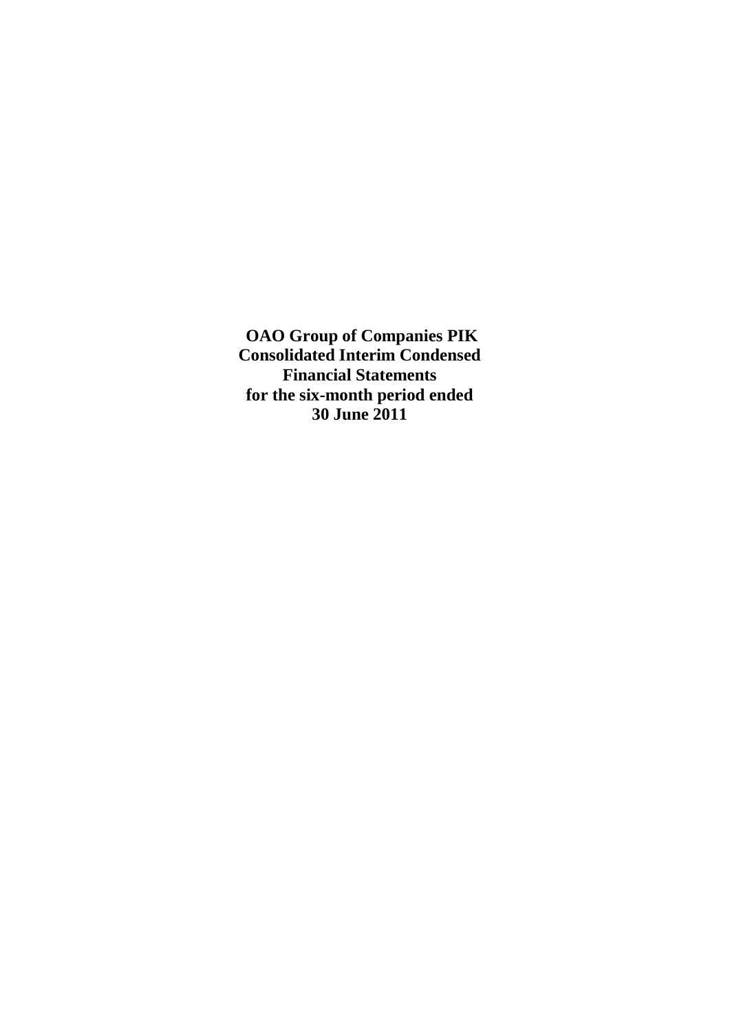# OAO Group of Companies PIK
# Consolidated Interim Condensed Financial Statements
# for the six-month period ended
# 30 June 2011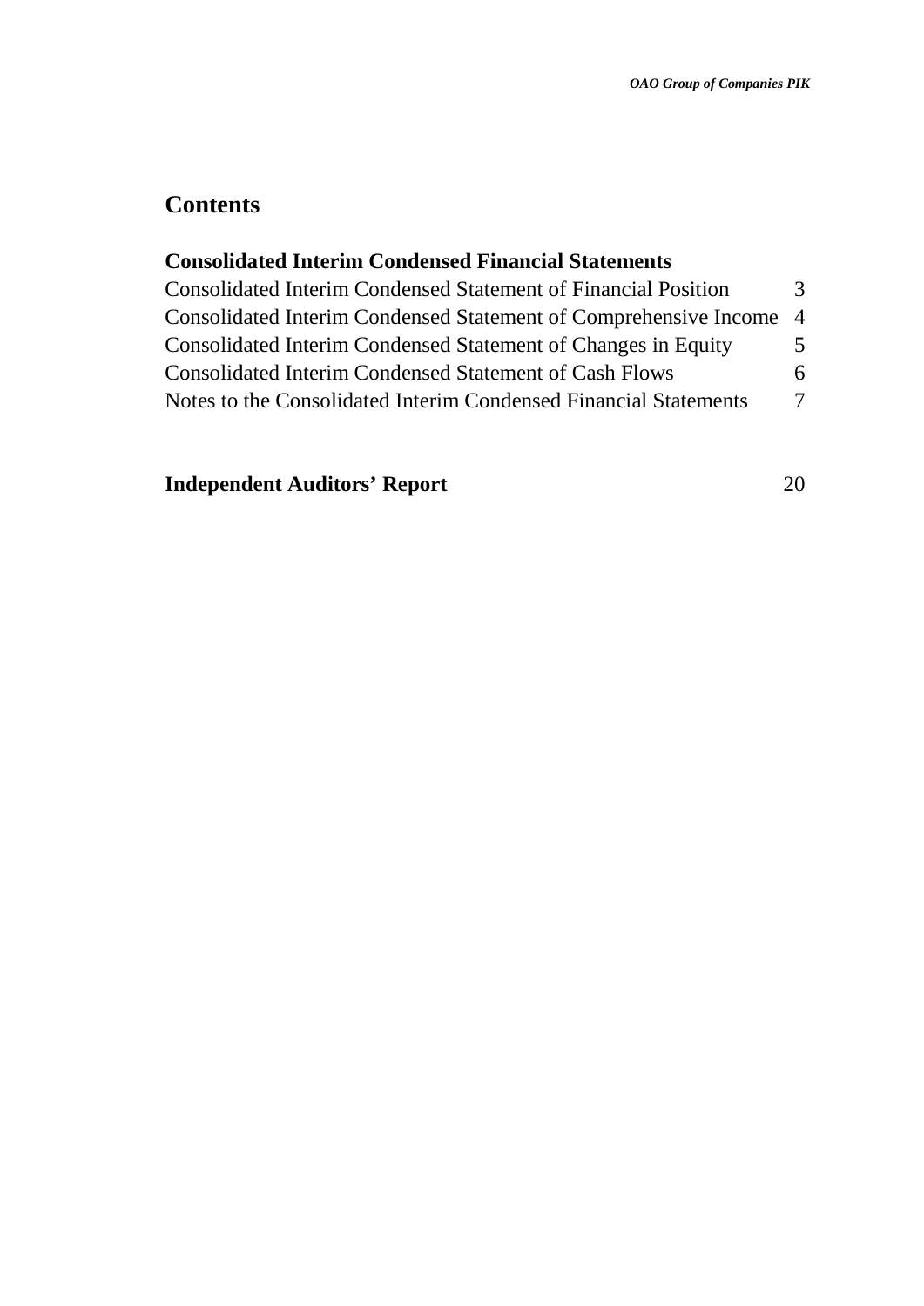## Contents

**Consolidated Interim Condensed Financial Statements**

| | |
|---|---|
| Consolidated Interim Condensed Statement of Financial Position | 3 |
| Consolidated Interim Condensed Statement of Comprehensive Income | 4 |
| Consolidated Interim Condensed Statement of Changes in Equity | 5 |
| Consolidated Interim Condensed Statement of Cash Flows | 6 |
| Notes to the Consolidated Interim Condensed Financial Statements | 7 |
| **Independent Auditors' Report** | 20 |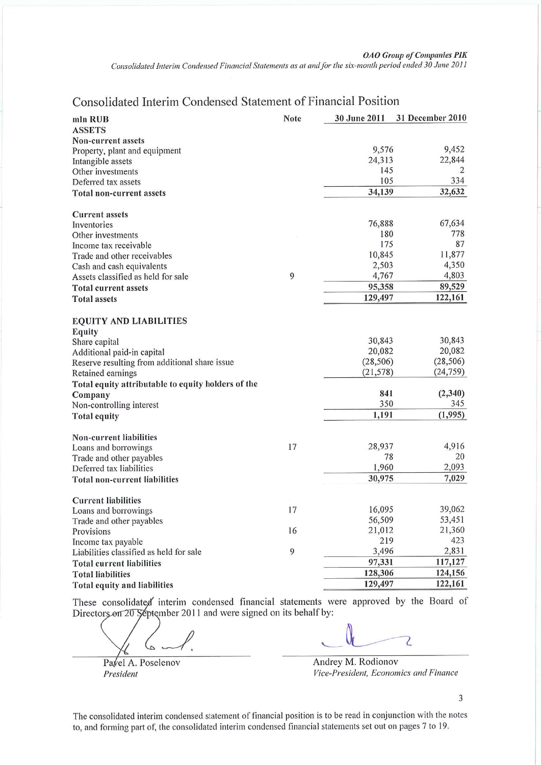# Consolidated Interim Condensed Statement of Financial Position

| mln RUB | Note | 30 June 2011 | 31 December 2010 |
|---|---|---|---|
| **ASSETS** | | | |
| **Non-current assets** | | | |
| Property, plant and equipment | | 9,576 | 9,452 |
| Intangible assets | | 24,313 | 22,844 |
| Other investments | | 145 | 2 |
| Deferred tax assets | | 105 | 334 |
| **Total non-current assets** | | **34,139** | **32,632** |
| | | | |
| **Current assets** | | | |
| Inventories | | 76,888 | 67,634 |
| Other investments | | 180 | 778 |
| Income tax receivable | | 175 | 87 |
| Trade and other receivables | | 10,845 | 11,877 |
| Cash and cash equivalents | | 2,503 | 4,350 |
| Assets classified as held for sale | 9 | 4,767 | 4,803 |
| **Total current assets** | | **95,358** | **89,529** |
| **Total assets** | | **129,497** | **122,161** |
| | | | |
| **EQUITY AND LIABILITIES** | | | |
| **Equity** | | | |
| Share capital | | 30,843 | 30,843 |
| Additional paid-in capital | | 20,082 | 20,082 |
| Reserve resulting from additional share issue | | (28,506) | (28,506) |
| Retained earnings | | (21,578) | (24,759) |
| **Total equity attributable to equity holders of the Company** | | **841** | **(2,340)** |
| Non-controlling interest | | 350 | 345 |
| **Total equity** | | **1,191** | **(1,995)** |
| | | | |
| **Non-current liabilities** | | | |
| Loans and borrowings | 17 | 28,937 | 4,916 |
| Trade and other payables | | 78 | 20 |
| Deferred tax liabilities | | 1,960 | 2,093 |
| **Total non-current liabilities** | | **30,975** | **7,029** |
| | | | |
| **Current liabilities** | | | |
| Loans and borrowings | 17 | 16,095 | 39,062 |
| Trade and other payables | | 56,509 | 53,451 |
| Provisions | 16 | 21,012 | 21,360 |
| Income tax payable | | 219 | 423 |
| Liabilities classified as held for sale | 9 | 3,496 | 2,831 |
| **Total current liabilities** | | **97,331** | **117,127** |
| **Total liabilities** | | **128,306** | **124,156** |
| **Total equity and liabilities** | | **129,497** | **122,161** |

These consolidated interim condensed financial statements were approved by the Board of Directors on 20 September 2011 and were signed on its behalf by:

Pavel A. Poselenov
*President*

Andrey M. Rodionov
*Vice-President, Economics and Finance*

The consolidated interim condensed statement of financial position is to be read in conjunction with the notes to, and forming part of, the consolidated interim condensed financial statements set out on pages 7 to 19.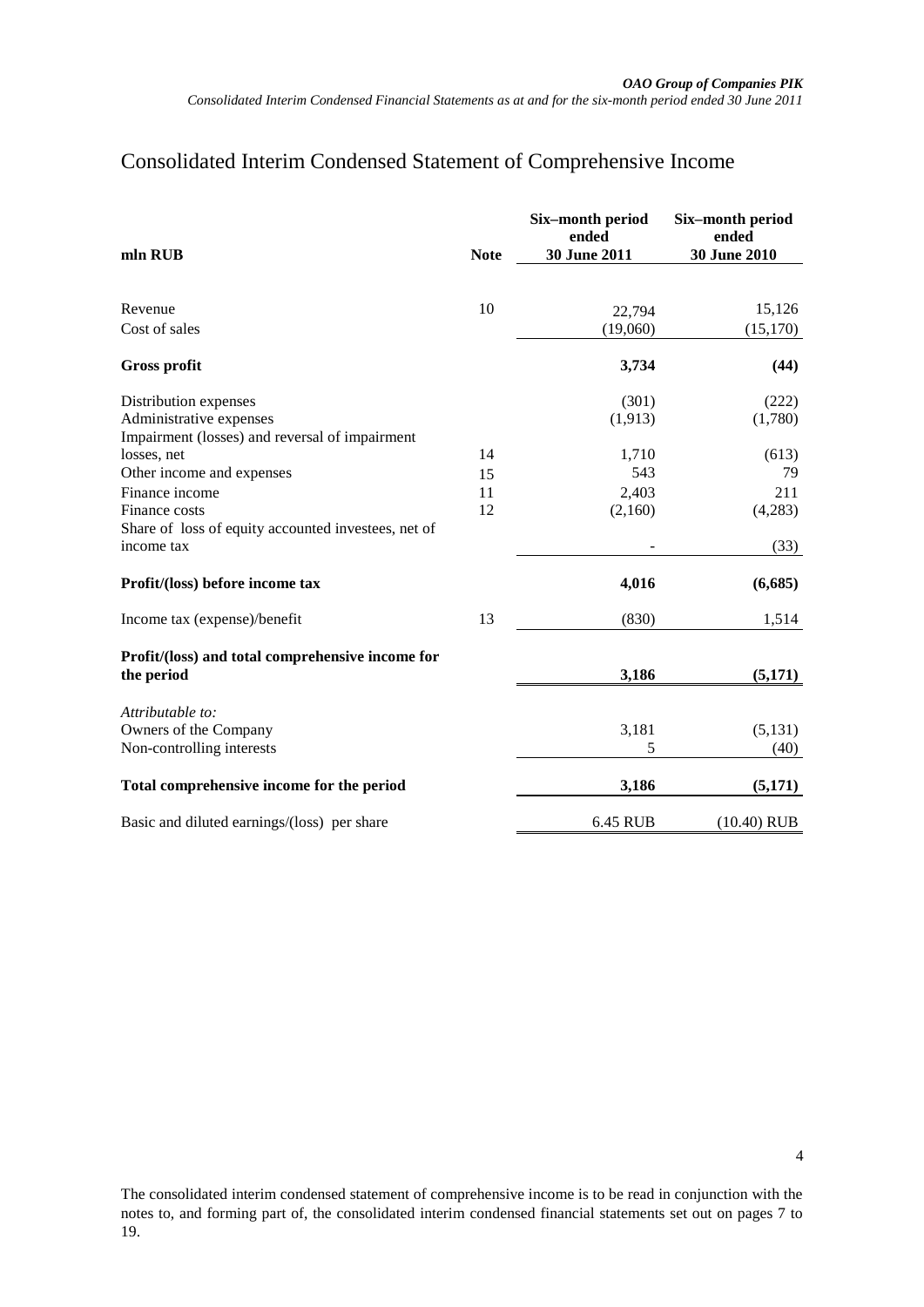# Consolidated Interim Condensed Statement of Comprehensive Income

| mln RUB | Note | Six–month period ended 30 June 2011 | Six–month period ended 30 June 2010 |
|---|---|---|---|
| Revenue | 10 | 22,794 | 15,126 |
| Cost of sales | | (19,060) | (15,170) |
| **Gross profit** | | **3,734** | **(44)** |
| Distribution expenses | | (301) | (222) |
| Administrative expenses | | (1,913) | (1,780) |
| Impairment (losses) and reversal of impairment losses, net | 14 | 1,710 | (613) |
| Other income and expenses | 15 | 543 | 79 |
| Finance income | 11 | 2,403 | 211 |
| Finance costs | 12 | (2,160) | (4,283) |
| Share of loss of equity accounted investees, net of income tax | | - | (33) |
| **Profit/(loss) before income tax** | | **4,016** | **(6,685)** |
| Income tax (expense)/benefit | 13 | (830) | 1,514 |
| **Profit/(loss) and total comprehensive income for the period** | | **3,186** | **(5,171)** |
| *Attributable to:* | | | |
| Owners of the Company | | 3,181 | (5,131) |
| Non-controlling interests | | 5 | (40) |
| **Total comprehensive income for the period** | | **3,186** | **(5,171)** |
| Basic and diluted earnings/(loss) per share | | 6.45 RUB | (10.40) RUB |

The consolidated interim condensed statement of comprehensive income is to be read in conjunction with the notes to, and forming part of, the consolidated interim condensed financial statements set out on pages 7 to 19.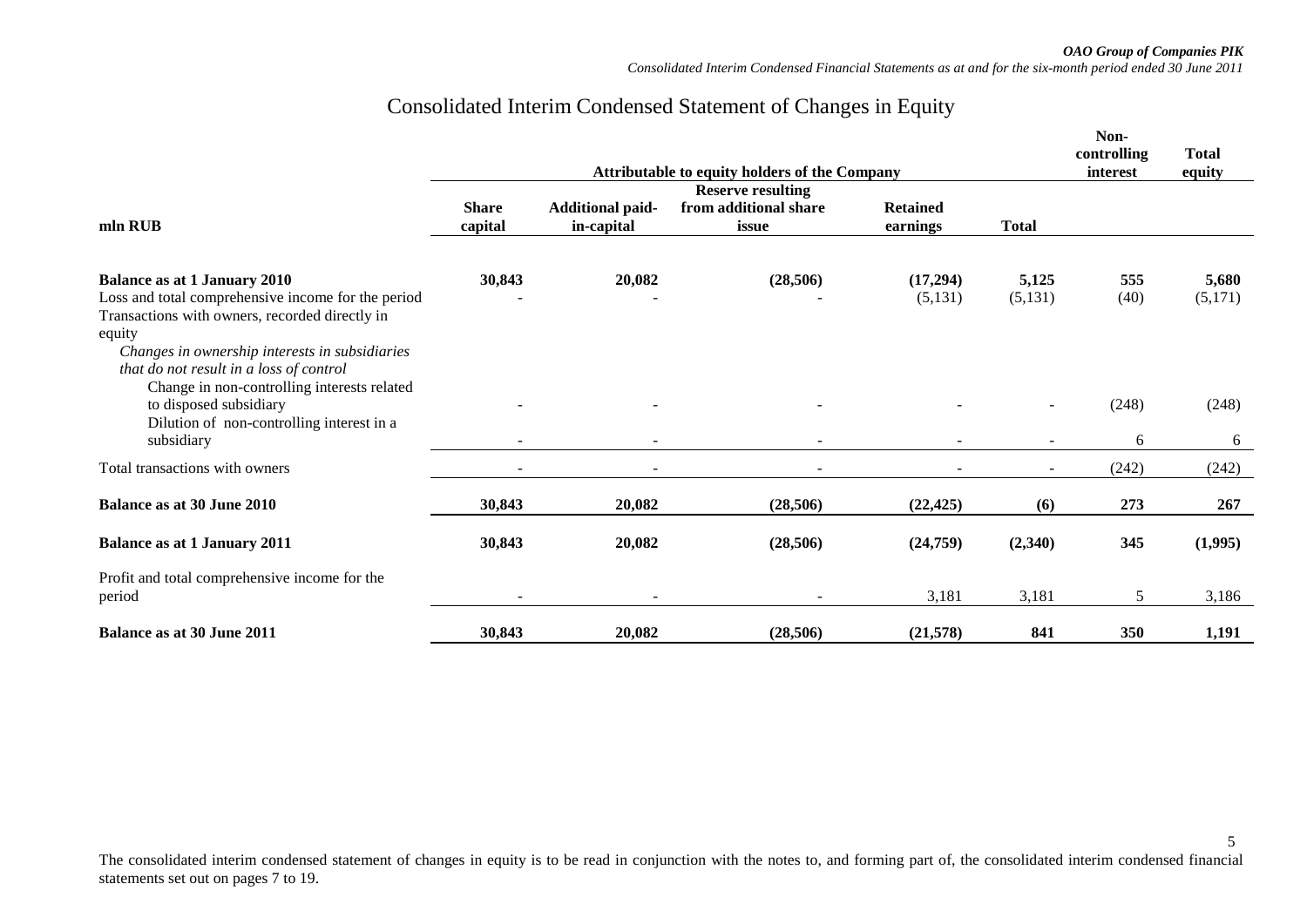# Consolidated Interim Condensed Statement of Changes in Equity

| mln RUB | Attributable to equity holders of the Company | | | | | Non-controlling interest | Total equity |
|---|---|---|---|---|---|---|---|
| | **Share capital** | **Additional paid-in-capital** | **Reserve resulting from additional share issue** | **Retained earnings** | **Total** | | |
| **Balance as at 1 January 2010** | **30,843** | **20,082** | **(28,506)** | **(17,294)** | **5,125** | **555** | **5,680** |
| Loss and total comprehensive income for the period | - | - | - | (5,131) | (5,131) | (40) | (5,171) |
| Transactions with owners, recorded directly in equity | | | | | | | |
| *Changes in ownership interests in subsidiaries that do not result in a loss of control* | | | | | | | |
| Change in non-controlling interests related to disposed subsidiary | - | - | - | - | - | (248) | (248) |
| Dilution of non-controlling interest in a subsidiary | - | - | - | - | - | 6 | 6 |
| Total transactions with owners | - | - | - | - | - | (242) | (242) |
| **Balance as at 30 June 2010** | **30,843** | **20,082** | **(28,506)** | **(22,425)** | **(6)** | **273** | **267** |
| **Balance as at 1 January 2011** | **30,843** | **20,082** | **(28,506)** | **(24,759)** | **(2,340)** | **345** | **(1,995)** |
| Profit and total comprehensive income for the period | - | - | - | 3,181 | 3,181 | 5 | 3,186 |
| **Balance as at 30 June 2011** | **30,843** | **20,082** | **(28,506)** | **(21,578)** | **841** | **350** | **1,191** |

The consolidated interim condensed statement of changes in equity is to be read in conjunction with the notes to, and forming part of, the consolidated interim condensed financial statements set out on pages 7 to 19.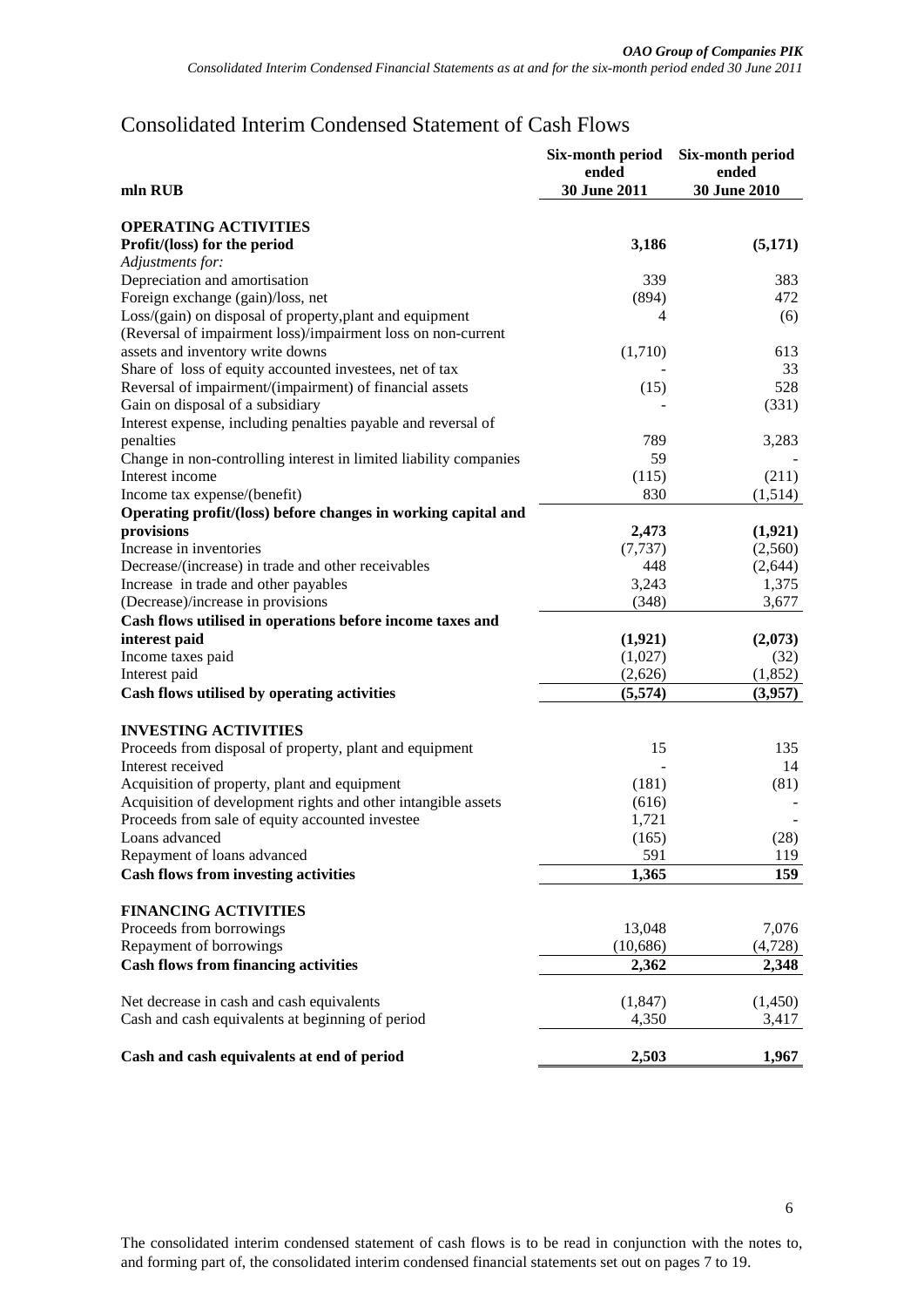# Consolidated Interim Condensed Statement of Cash Flows

| mln RUB | Six-month period ended 30 June 2011 | Six-month period ended 30 June 2010 |
|---|---|---|
| **OPERATING ACTIVITIES** | | |
| **Profit/(loss) for the period** | **3,186** | **(5,171)** |
| *Adjustments for:* | | |
| Depreciation and amortisation | 339 | 383 |
| Foreign exchange (gain)/loss, net | (894) | 472 |
| Loss/(gain) on disposal of property,plant and equipment | 4 | (6) |
| (Reversal of impairment loss)/impairment loss on non-current assets and inventory write downs | (1,710) | 613 |
| Share of loss of equity accounted investees, net of tax | - | 33 |
| Reversal of impairment/(impairment) of financial assets | (15) | 528 |
| Gain on disposal of a subsidiary | - | (331) |
| Interest expense, including penalties payable and reversal of penalties | 789 | 3,283 |
| Change in non-controlling interest in limited liability companies | 59 | - |
| Interest income | (115) | (211) |
| Income tax expense/(benefit) | 830 | (1,514) |
| **Operating profit/(loss) before changes in working capital and provisions** | **2,473** | **(1,921)** |
| Increase in inventories | (7,737) | (2,560) |
| Decrease/(increase) in trade and other receivables | 448 | (2,644) |
| Increase in trade and other payables | 3,243 | 1,375 |
| (Decrease)/increase in provisions | (348) | 3,677 |
| **Cash flows utilised in operations before income taxes and interest paid** | **(1,921)** | **(2,073)** |
| Income taxes paid | (1,027) | (32) |
| Interest paid | (2,626) | (1,852) |
| **Cash flows utilised by operating activities** | **(5,574)** | **(3,957)** |
| **INVESTING ACTIVITIES** | | |
| Proceeds from disposal of property, plant and equipment | 15 | 135 |
| Interest received | - | 14 |
| Acquisition of property, plant and equipment | (181) | (81) |
| Acquisition of development rights and other intangible assets | (616) | - |
| Proceeds from sale of equity accounted investee | 1,721 | - |
| Loans advanced | (165) | (28) |
| Repayment of loans advanced | 591 | 119 |
| **Cash flows from investing activities** | **1,365** | **159** |
| **FINANCING ACTIVITIES** | | |
| Proceeds from borrowings | 13,048 | 7,076 |
| Repayment of borrowings | (10,686) | (4,728) |
| **Cash flows from financing activities** | **2,362** | **2,348** |
| Net decrease in cash and cash equivalents | (1,847) | (1,450) |
| Cash and cash equivalents at beginning of period | 4,350 | 3,417 |
| **Cash and cash equivalents at end of period** | **2,503** | **1,967** |

The consolidated interim condensed statement of cash flows is to be read in conjunction with the notes to, and forming part of, the consolidated interim condensed financial statements set out on pages 7 to 19.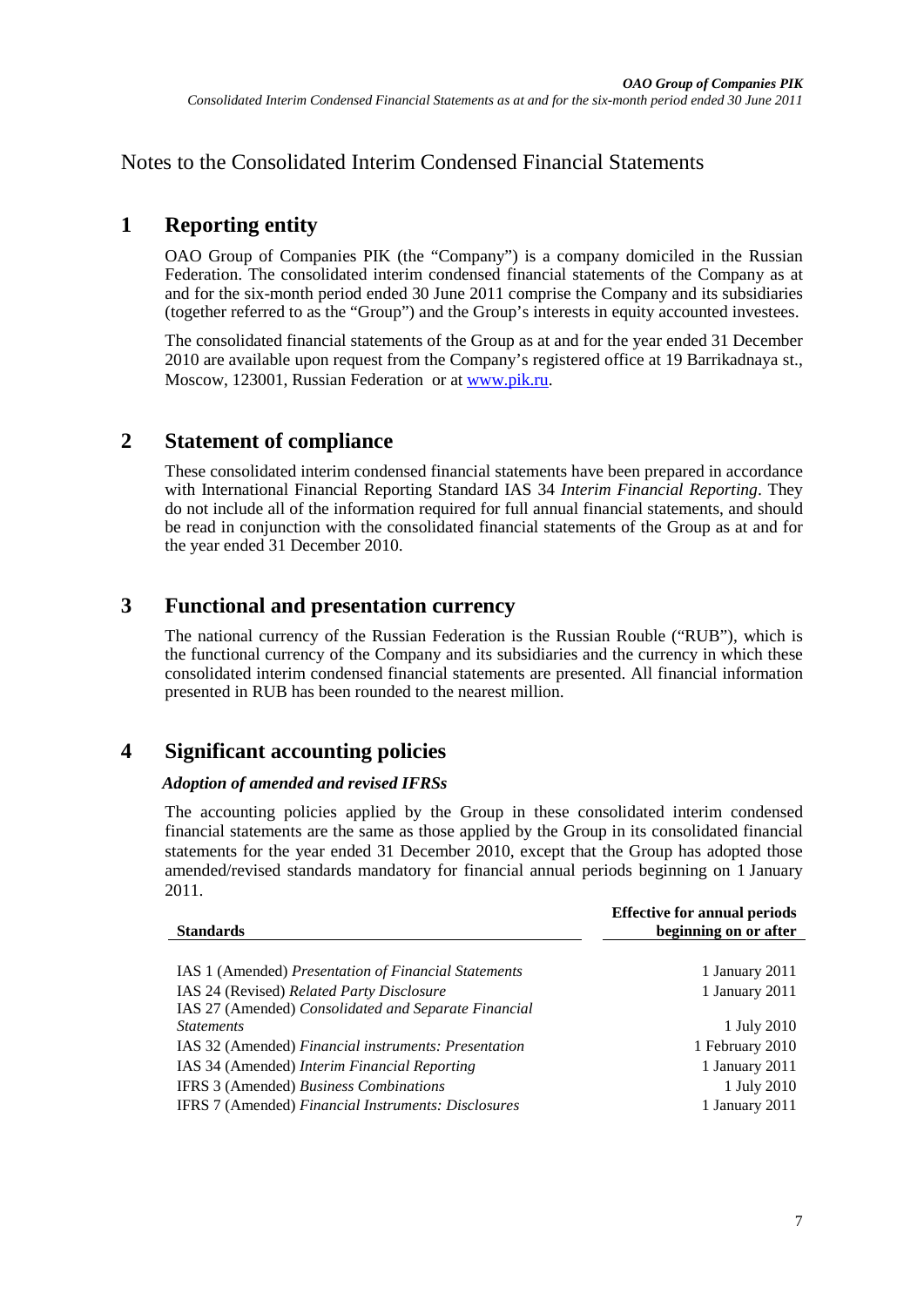# Notes to the Consolidated Interim Condensed Financial Statements

## 1 Reporting entity

OAO Group of Companies PIK (the "Company") is a company domiciled in the Russian Federation. The consolidated interim condensed financial statements of the Company as at and for the six-month period ended 30 June 2011 comprise the Company and its subsidiaries (together referred to as the "Group") and the Group's interests in equity accounted investees.

The consolidated financial statements of the Group as at and for the year ended 31 December 2010 are available upon request from the Company's registered office at 19 Barrikadnaya st., Moscow, 123001, Russian Federation or at www.pik.ru.

## 2 Statement of compliance

These consolidated interim condensed financial statements have been prepared in accordance with International Financial Reporting Standard IAS 34 *Interim Financial Reporting*. They do not include all of the information required for full annual financial statements, and should be read in conjunction with the consolidated financial statements of the Group as at and for the year ended 31 December 2010.

## 3 Functional and presentation currency

The national currency of the Russian Federation is the Russian Rouble ("RUB"), which is the functional currency of the Company and its subsidiaries and the currency in which these consolidated interim condensed financial statements are presented. All financial information presented in RUB has been rounded to the nearest million.

## 4 Significant accounting policies

### *Adoption of amended and revised IFRSs*

The accounting policies applied by the Group in these consolidated interim condensed financial statements are the same as those applied by the Group in its consolidated financial statements for the year ended 31 December 2010, except that the Group has adopted those amended/revised standards mandatory for financial annual periods beginning on 1 January 2011.

| **Standards** | **Effective for annual periods beginning on or after** |
|---|---|
| IAS 1 (Amended) *Presentation of Financial Statements* | 1 January 2011 |
| IAS 24 (Revised) *Related Party Disclosure* | 1 January 2011 |
| IAS 27 (Amended) *Consolidated and Separate Financial Statements* | 1 July 2010 |
| IAS 32 (Amended) *Financial instruments: Presentation* | 1 February 2010 |
| IAS 34 (Amended) *Interim Financial Reporting* | 1 January 2011 |
| IFRS 3 (Amended) *Business Combinations* | 1 July 2010 |
| IFRS 7 (Amended) *Financial Instruments: Disclosures* | 1 January 2011 |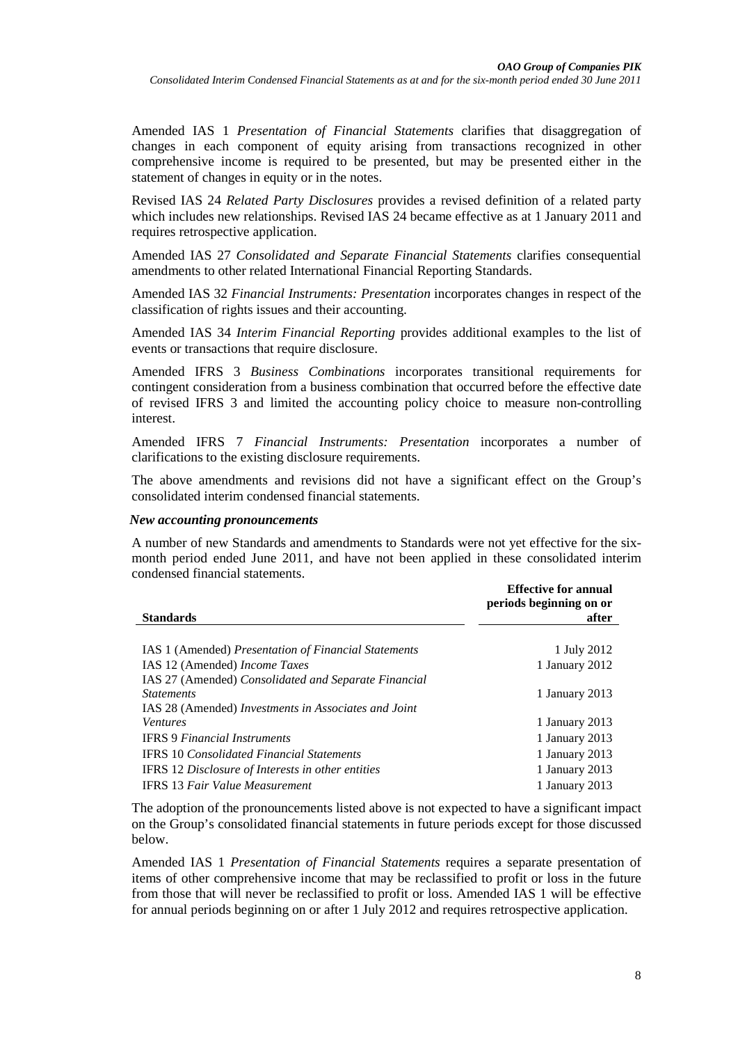Amended IAS 1 *Presentation of Financial Statements* clarifies that disaggregation of changes in each component of equity arising from transactions recognized in other comprehensive income is required to be presented, but may be presented either in the statement of changes in equity or in the notes.

Revised IAS 24 *Related Party Disclosures* provides a revised definition of a related party which includes new relationships. Revised IAS 24 became effective as at 1 January 2011 and requires retrospective application.

Amended IAS 27 *Consolidated and Separate Financial Statements* clarifies consequential amendments to other related International Financial Reporting Standards.

Amended IAS 32 *Financial Instruments: Presentation* incorporates changes in respect of the classification of rights issues and their accounting.

Amended IAS 34 *Interim Financial Reporting* provides additional examples to the list of events or transactions that require disclosure.

Amended IFRS 3 *Business Combinations* incorporates transitional requirements for contingent consideration from a business combination that occurred before the effective date of revised IFRS 3 and limited the accounting policy choice to measure non-controlling interest.

Amended IFRS 7 *Financial Instruments: Presentation* incorporates a number of clarifications to the existing disclosure requirements.

The above amendments and revisions did not have a significant effect on the Group's consolidated interim condensed financial statements.

***New accounting pronouncements***

A number of new Standards and amendments to Standards were not yet effective for the six-month period ended June 2011, and have not been applied in these consolidated interim condensed financial statements.

| **Standards** | **Effective for annual periods beginning on or after** |
|---|---|
| IAS 1 (Amended) *Presentation of Financial Statements* | 1 July 2012 |
| IAS 12 (Amended) *Income Taxes* | 1 January 2012 |
| IAS 27 (Amended) *Consolidated and Separate Financial Statements* | 1 January 2013 |
| IAS 28 (Amended) *Investments in Associates and Joint Ventures* | 1 January 2013 |
| IFRS 9 *Financial Instruments* | 1 January 2013 |
| IFRS 10 *Consolidated Financial Statements* | 1 January 2013 |
| IFRS 12 *Disclosure of Interests in other entities* | 1 January 2013 |
| IFRS 13 *Fair Value Measurement* | 1 January 2013 |

The adoption of the pronouncements listed above is not expected to have a significant impact on the Group's consolidated financial statements in future periods except for those discussed below.

Amended IAS 1 *Presentation of Financial Statements* requires a separate presentation of items of other comprehensive income that may be reclassified to profit or loss in the future from those that will never be reclassified to profit or loss. Amended IAS 1 will be effective for annual periods beginning on or after 1 July 2012 and requires retrospective application.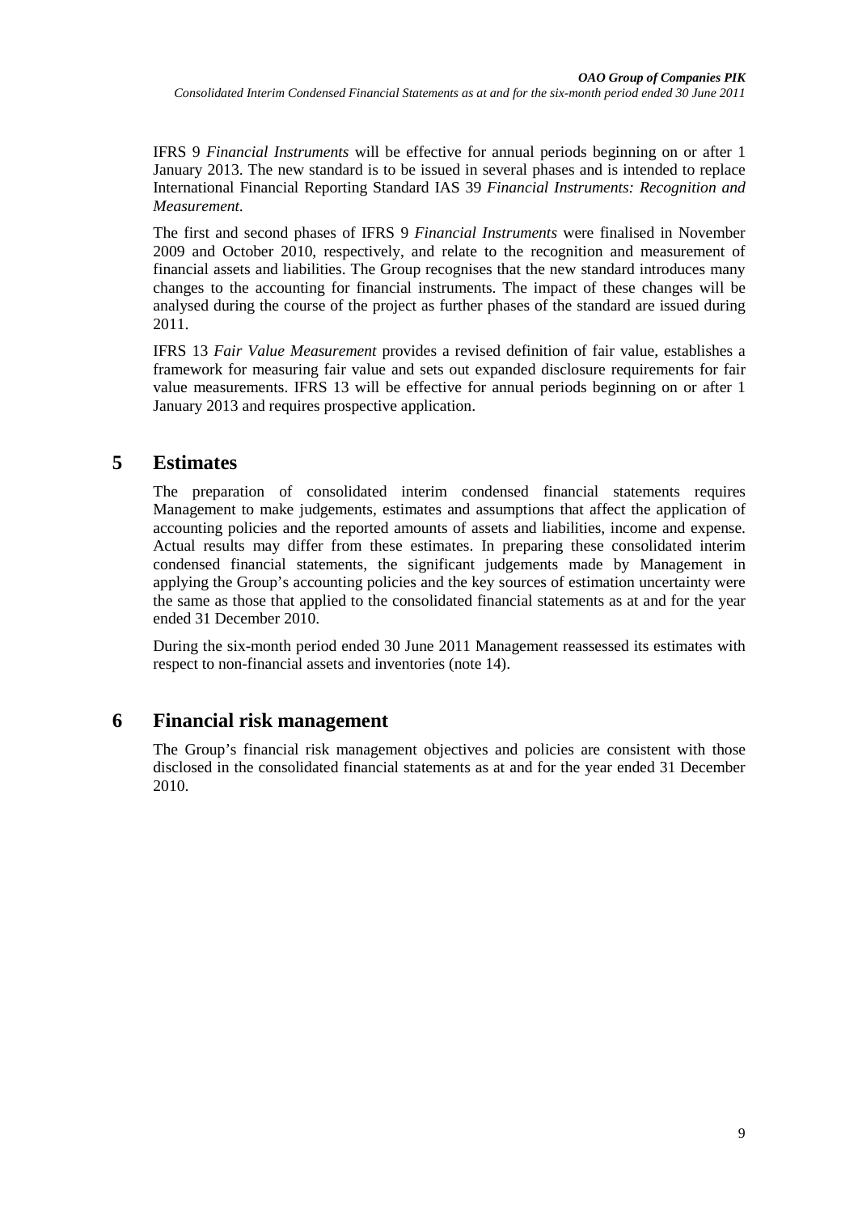IFRS 9 *Financial Instruments* will be effective for annual periods beginning on or after 1 January 2013. The new standard is to be issued in several phases and is intended to replace International Financial Reporting Standard IAS 39 *Financial Instruments: Recognition and Measurement*.

The first and second phases of IFRS 9 *Financial Instruments* were finalised in November 2009 and October 2010, respectively, and relate to the recognition and measurement of financial assets and liabilities. The Group recognises that the new standard introduces many changes to the accounting for financial instruments. The impact of these changes will be analysed during the course of the project as further phases of the standard are issued during 2011.

IFRS 13 *Fair Value Measurement* provides a revised definition of fair value, establishes a framework for measuring fair value and sets out expanded disclosure requirements for fair value measurements. IFRS 13 will be effective for annual periods beginning on or after 1 January 2013 and requires prospective application.

# 5 Estimates

The preparation of consolidated interim condensed financial statements requires Management to make judgements, estimates and assumptions that affect the application of accounting policies and the reported amounts of assets and liabilities, income and expense. Actual results may differ from these estimates. In preparing these consolidated interim condensed financial statements, the significant judgements made by Management in applying the Group's accounting policies and the key sources of estimation uncertainty were the same as those that applied to the consolidated financial statements as at and for the year ended 31 December 2010.

During the six-month period ended 30 June 2011 Management reassessed its estimates with respect to non-financial assets and inventories (note 14).

# 6 Financial risk management

The Group's financial risk management objectives and policies are consistent with those disclosed in the consolidated financial statements as at and for the year ended 31 December 2010.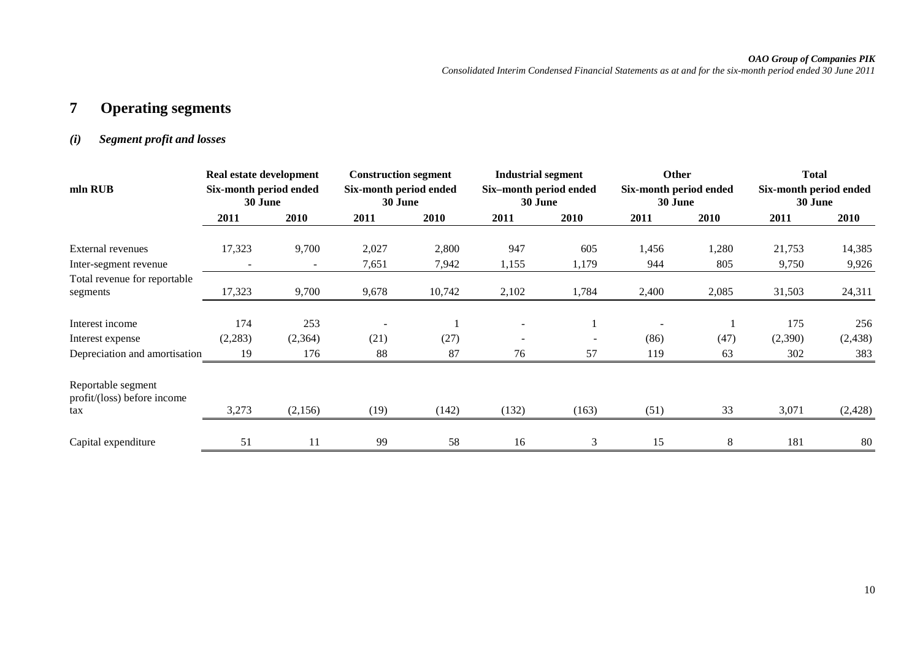# 7 Operating segments

### *(i) Segment profit and losses*

| mln RUB | Real estate development Six-month period ended 30 June | | Construction segment Six-month period ended 30 June | | Industrial segment Six–month period ended 30 June | | Other Six-month period ended 30 June | | Total Six-month period ended 30 June | |
|---|---|---|---|---|---|---|---|---|---|---|
| | **2011** | **2010** | **2011** | **2010** | **2011** | **2010** | **2011** | **2010** | **2011** | **2010** |
| External revenues | 17,323 | 9,700 | 2,027 | 2,800 | 947 | 605 | 1,456 | 1,280 | 21,753 | 14,385 |
| Inter-segment revenue | - | - | 7,651 | 7,942 | 1,155 | 1,179 | 944 | 805 | 9,750 | 9,926 |
| Total revenue for reportable segments | 17,323 | 9,700 | 9,678 | 10,742 | 2,102 | 1,784 | 2,400 | 2,085 | 31,503 | 24,311 |
| Interest income | 174 | 253 | - | 1 | - | 1 | - | 1 | 175 | 256 |
| Interest expense | (2,283) | (2,364) | (21) | (27) | - | - | (86) | (47) | (2,390) | (2,438) |
| Depreciation and amortisation | 19 | 176 | 88 | 87 | 76 | 57 | 119 | 63 | 302 | 383 |
| Reportable segment profit/(loss) before income tax | 3,273 | (2,156) | (19) | (142) | (132) | (163) | (51) | 33 | 3,071 | (2,428) |
| Capital expenditure | 51 | 11 | 99 | 58 | 16 | 3 | 15 | 8 | 181 | 80 |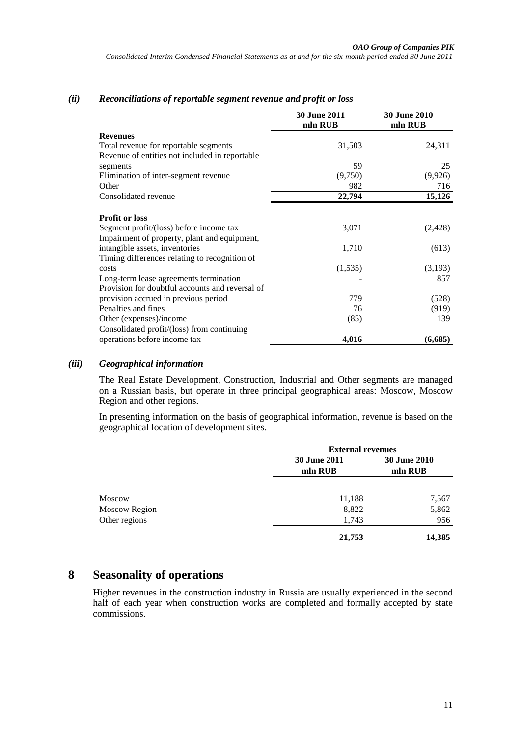### *(ii) Reconciliations of reportable segment revenue and profit or loss*

| | 30 June 2011 mln RUB | 30 June 2010 mln RUB |
|---|---|---|
| **Revenues** | | |
| Total revenue for reportable segments | 31,503 | 24,311 |
| Revenue of entities not included in reportable segments | 59 | 25 |
| Elimination of inter-segment revenue | (9,750) | (9,926) |
| Other | 982 | 716 |
| Consolidated revenue | **22,794** | **15,126** |
| | | |
| **Profit or loss** | | |
| Segment profit/(loss) before income tax | 3,071 | (2,428) |
| Impairment of property, plant and equipment, intangible assets, inventories | 1,710 | (613) |
| Timing differences relating to recognition of costs | (1,535) | (3,193) |
| Long-term lease agreements termination | - | 857 |
| Provision for doubtful accounts and reversal of provision accrued in previous period | 779 | (528) |
| Penalties and fines | 76 | (919) |
| Other (expenses)/income | (85) | 139 |
| Consolidated profit/(loss) from continuing operations before income tax | **4,016** | **(6,685)** |

### *(iii) Geographical information*

The Real Estate Development, Construction, Industrial and Other segments are managed on a Russian basis, but operate in three principal geographical areas: Moscow, Moscow Region and other regions.

In presenting information on the basis of geographical information, revenue is based on the geographical location of development sites.

| | External revenues | |
|---|---|---|
| | 30 June 2011 mln RUB | 30 June 2010 mln RUB |
| Moscow | 11,188 | 7,567 |
| Moscow Region | 8,822 | 5,862 |
| Other regions | 1,743 | 956 |
| | **21,753** | **14,385** |

## 8 Seasonality of operations

Higher revenues in the construction industry in Russia are usually experienced in the second half of each year when construction works are completed and formally accepted by state commissions.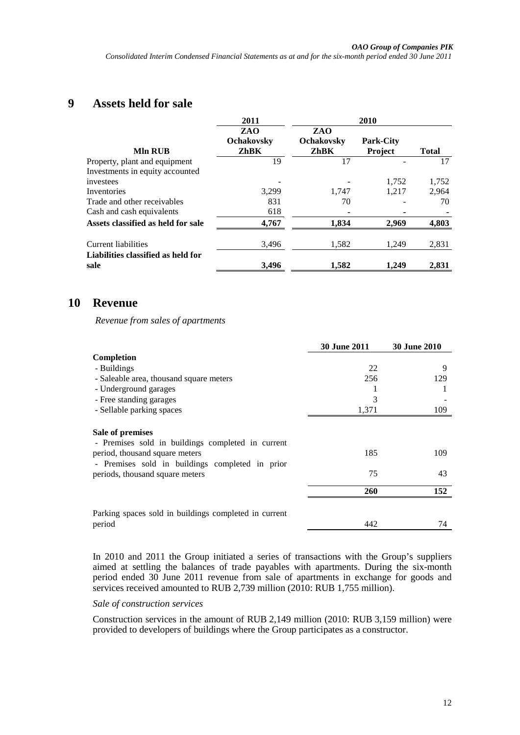# 9 Assets held for sale

| Mln RUB | 2011 | 2010 | | |
|---|---|---|---|---|
| | ZAO Ochakovsky ZhBK | ZAO Ochakovsky ZhBK | Park-City Project | Total |
| Property, plant and equipment | 19 | 17 | - | 17 |
| Investments in equity accounted investees | - | - | 1,752 | 1,752 |
| Inventories | 3,299 | 1,747 | 1,217 | 2,964 |
| Trade and other receivables | 831 | 70 | - | 70 |
| Cash and cash equivalents | 618 | - | - | - |
| **Assets classified as held for sale** | **4,767** | **1,834** | **2,969** | **4,803** |
| Current liabilities | 3,496 | 1,582 | 1,249 | 2,831 |
| **Liabilities classified as held for sale** | **3,496** | **1,582** | **1,249** | **2,831** |

# 10 Revenue

*Revenue from sales of apartments*

| | 30 June 2011 | 30 June 2010 |
|---|---|---|
| **Completion** | | |
| - Buildings | 22 | 9 |
| - Saleable area, thousand square meters | 256 | 129 |
| - Underground garages | 1 | 1 |
| - Free standing garages | 3 | - |
| - Sellable parking spaces | 1,371 | 109 |
| **Sale of premises** | | |
| - Premises sold in buildings completed in current period, thousand square meters | 185 | 109 |
| - Premises sold in buildings completed in prior periods, thousand square meters | 75 | 43 |
| | **260** | **152** |
| Parking spaces sold in buildings completed in current period | 442 | 74 |

In 2010 and 2011 the Group initiated a series of transactions with the Group's suppliers aimed at settling the balances of trade payables with apartments. During the six-month period ended 30 June 2011 revenue from sale of apartments in exchange for goods and services received amounted to RUB 2,739 million (2010: RUB 1,755 million).

*Sale of construction services*

Construction services in the amount of RUB 2,149 million (2010: RUB 3,159 million) were provided to developers of buildings where the Group participates as a constructor.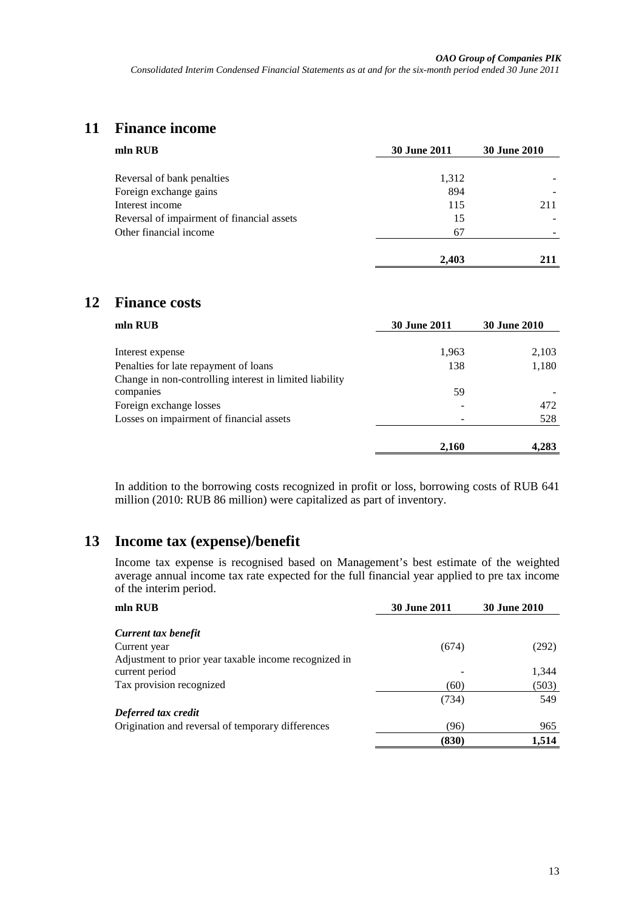## 11 Finance income

| mln RUB | 30 June 2011 | 30 June 2010 |
|---|---|---|
| Reversal of bank penalties | 1,312 | - |
| Foreign exchange gains | 894 | - |
| Interest income | 115 | 211 |
| Reversal of impairment of financial assets | 15 | - |
| Other financial income | 67 | - |
| | **2,403** | **211** |

## 12 Finance costs

| mln RUB | 30 June 2011 | 30 June 2010 |
|---|---|---|
| Interest expense | 1,963 | 2,103 |
| Penalties for late repayment of loans | 138 | 1,180 |
| Change in non-controlling interest in limited liability companies | 59 | - |
| Foreign exchange losses | - | 472 |
| Losses on impairment of financial assets | - | 528 |
| | **2,160** | **4,283** |

In addition to the borrowing costs recognized in profit or loss, borrowing costs of RUB 641 million (2010: RUB 86 million) were capitalized as part of inventory.

## 13 Income tax (expense)/benefit

Income tax expense is recognised based on Management's best estimate of the weighted average annual income tax rate expected for the full financial year applied to pre tax income of the interim period.

| mln RUB | 30 June 2011 | 30 June 2010 |
|---|---|---|
| ***Current tax benefit*** | | |
| Current year | (674) | (292) |
| Adjustment to prior year taxable income recognized in current period | - | 1,344 |
| Tax provision recognized | (60) | (503) |
| | (734) | 549 |
| ***Deferred tax credit*** | | |
| Origination and reversal of temporary differences | (96) | 965 |
| | **(830)** | **1,514** |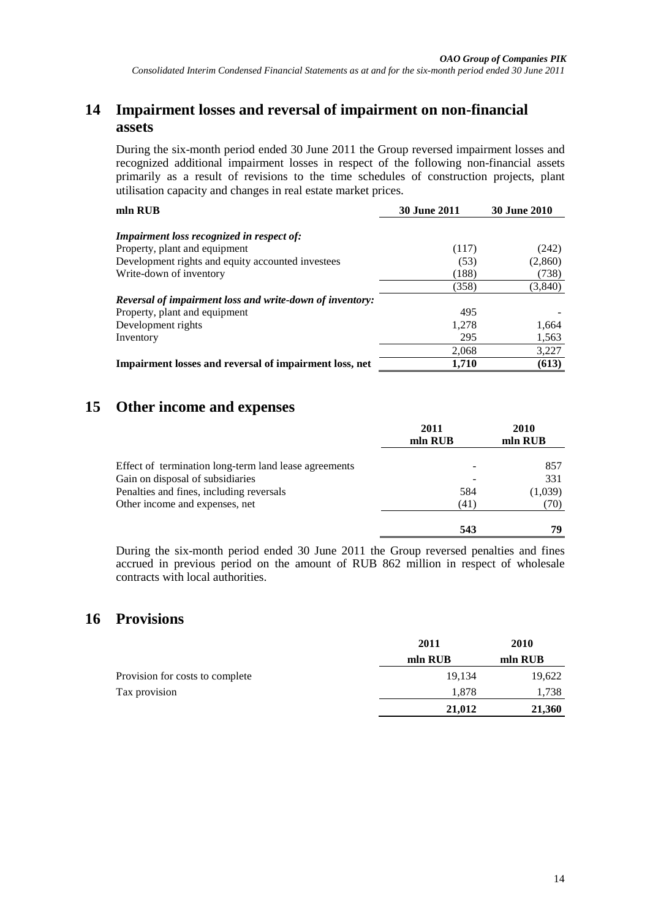## 14 Impairment losses and reversal of impairment on non-financial assets

During the six-month period ended 30 June 2011 the Group reversed impairment losses and recognized additional impairment losses in respect of the following non-financial assets primarily as a result of revisions to the time schedules of construction projects, plant utilisation capacity and changes in real estate market prices.

| mln RUB | 30 June 2011 | 30 June 2010 |
|---|---|---|
| *Impairment loss recognized in respect of:* | | |
| Property, plant and equipment | (117) | (242) |
| Development rights and equity accounted investees | (53) | (2,860) |
| Write-down of inventory | (188) | (738) |
| | (358) | (3,840) |
| *Reversal of impairment loss and write-down of inventory:* | | |
| Property, plant and equipment | 495 | - |
| Development rights | 1,278 | 1,664 |
| Inventory | 295 | 1,563 |
| | 2,068 | 3,227 |
| **Impairment losses and reversal of impairment loss, net** | **1,710** | **(613)** |

## 15 Other income and expenses

| | 2011<br>mln RUB | 2010<br>mln RUB |
|---|---|---|
| Effect of termination long-term land lease agreements | - | 857 |
| Gain on disposal of subsidiaries | - | 331 |
| Penalties and fines, including reversals | 584 | (1,039) |
| Other income and expenses, net | (41) | (70) |
| | **543** | **79** |

During the six-month period ended 30 June 2011 the Group reversed penalties and fines accrued in previous period on the amount of RUB 862 million in respect of wholesale contracts with local authorities.

## 16 Provisions

| | 2011<br>mln RUB | 2010<br>mln RUB |
|---|---|---|
| Provision for costs to complete | 19,134 | 19,622 |
| Tax provision | 1,878 | 1,738 |
| | **21,012** | **21,360** |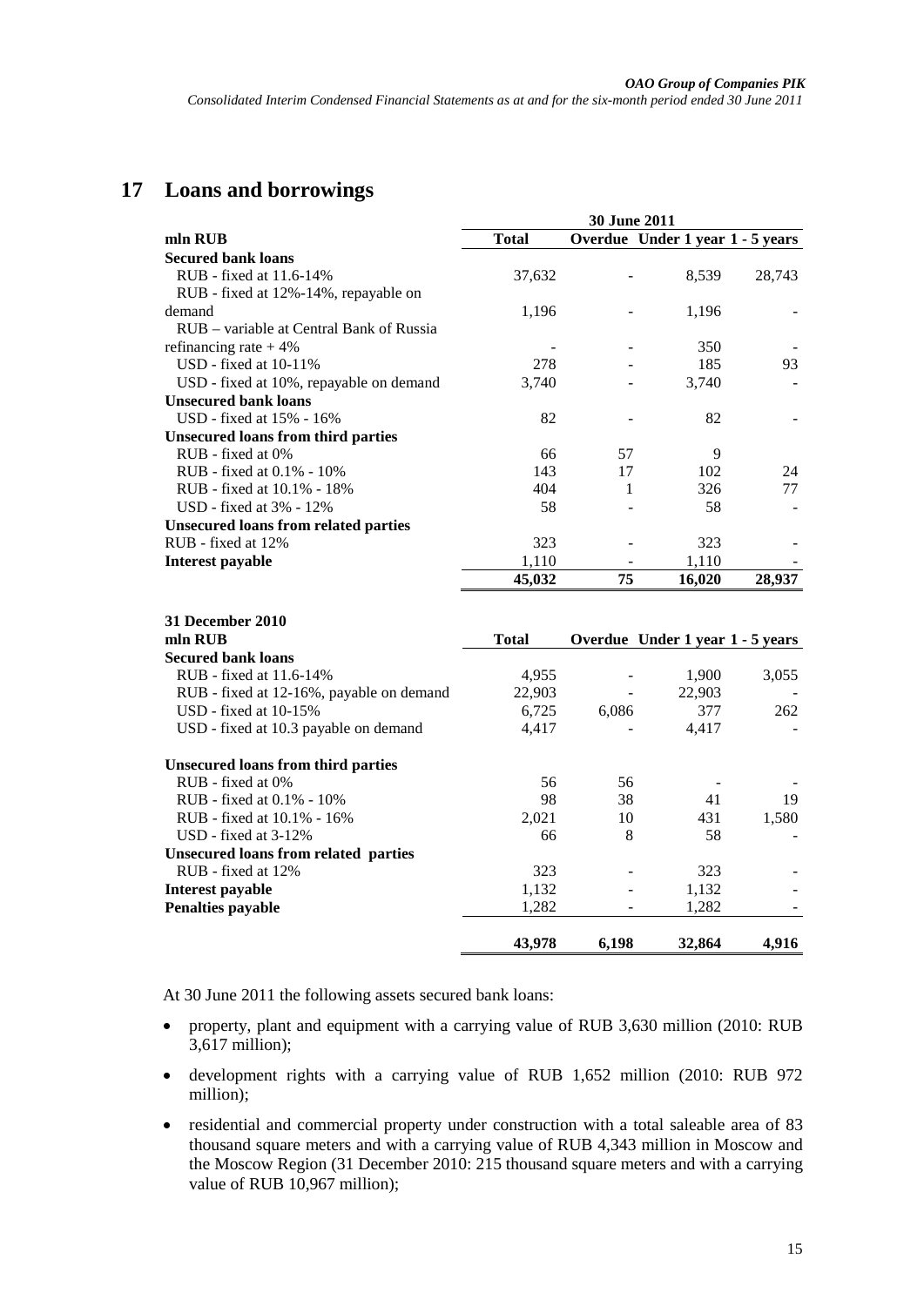## 17 Loans and borrowings

| | 30 June 2011 | | | |
|---|---|---|---|---|
| **mln RUB** | **Total** | **Overdue** | **Under 1 year** | **1 - 5 years** |
| **Secured bank loans** | | | | |
| RUB - fixed at 11.6-14% | 37,632 | - | 8,539 | 28,743 |
| RUB - fixed at 12%-14%, repayable on demand | 1,196 | - | 1,196 | - |
| RUB – variable at Central Bank of Russia refinancing rate + 4% | - | - | 350 | - |
| USD - fixed at 10-11% | 278 | - | 185 | 93 |
| USD - fixed at 10%, repayable on demand | 3,740 | - | 3,740 | - |
| **Unsecured bank loans** | | | | |
| USD - fixed at 15% - 16% | 82 | - | 82 | - |
| **Unsecured loans from third parties** | | | | |
| RUB - fixed at 0% | 66 | 57 | 9 | |
| RUB - fixed at 0.1% - 10% | 143 | 17 | 102 | 24 |
| RUB - fixed at 10.1% - 18% | 404 | 1 | 326 | 77 |
| USD - fixed at 3% - 12% | 58 | - | 58 | - |
| **Unsecured loans from related parties** | | | | |
| RUB - fixed at 12% | 323 | - | 323 | - |
| **Interest payable** | 1,110 | - | 1,110 | - |
| | **45,032** | **75** | **16,020** | **28,937** |

| **31 December 2010** | | | | |
|---|---|---|---|---|
| **mln RUB** | **Total** | **Overdue** | **Under 1 year** | **1 - 5 years** |
| **Secured bank loans** | | | | |
| RUB - fixed at 11.6-14% | 4,955 | - | 1,900 | 3,055 |
| RUB - fixed at 12-16%, payable on demand | 22,903 | - | 22,903 | - |
| USD - fixed at 10-15% | 6,725 | 6,086 | 377 | 262 |
| USD - fixed at 10.3 payable on demand | 4,417 | - | 4,417 | - |
| **Unsecured loans from third parties** | | | | |
| RUB - fixed at 0% | 56 | 56 | - | - |
| RUB - fixed at 0.1% - 10% | 98 | 38 | 41 | 19 |
| RUB - fixed at 10.1% - 16% | 2,021 | 10 | 431 | 1,580 |
| USD - fixed at 3-12% | 66 | 8 | 58 | - |
| **Unsecured loans from related parties** | | | | |
| RUB - fixed at 12% | 323 | - | 323 | - |
| **Interest payable** | 1,132 | - | 1,132 | - |
| **Penalties payable** | 1,282 | - | 1,282 | - |
| | **43,978** | **6,198** | **32,864** | **4,916** |

At 30 June 2011 the following assets secured bank loans:

- property, plant and equipment with a carrying value of RUB 3,630 million (2010: RUB 3,617 million);
- development rights with a carrying value of RUB 1,652 million (2010: RUB 972 million);
- residential and commercial property under construction with a total saleable area of 83 thousand square meters and with a carrying value of RUB 4,343 million in Moscow and the Moscow Region (31 December 2010: 215 thousand square meters and with a carrying value of RUB 10,967 million);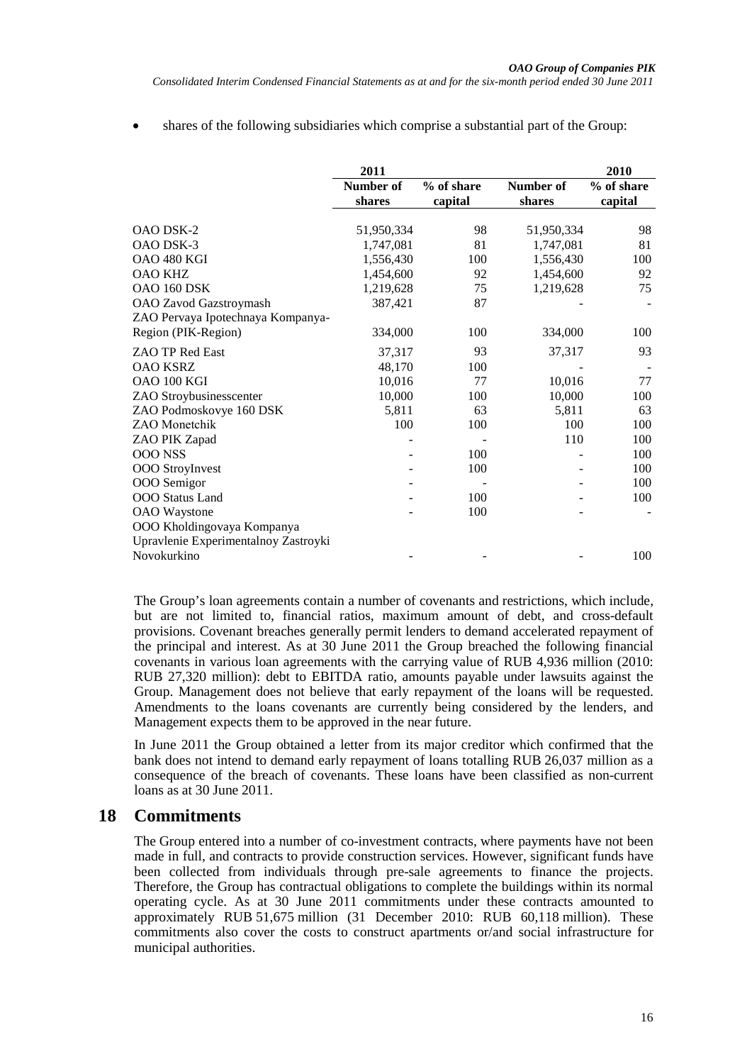- shares of the following subsidiaries which comprise a substantial part of the Group:

| | 2011 | | 2010 | |
|---|---|---|---|---|
| | Number of shares | % of share capital | Number of shares | % of share capital |
| OAO DSK-2 | 51,950,334 | 98 | 51,950,334 | 98 |
| OAO DSK-3 | 1,747,081 | 81 | 1,747,081 | 81 |
| OAO 480 KGI | 1,556,430 | 100 | 1,556,430 | 100 |
| OAO KHZ | 1,454,600 | 92 | 1,454,600 | 92 |
| OAO 160 DSK | 1,219,628 | 75 | 1,219,628 | 75 |
| OAO Zavod Gazstroymash | 387,421 | 87 | - | - |
| ZAO Pervaya Ipotechnaya Kompanya-Region (PIK-Region) | 334,000 | 100 | 334,000 | 100 |
| ZAO TP Red East | 37,317 | 93 | 37,317 | 93 |
| OAO KSRZ | 48,170 | 100 | - | - |
| OAO 100 KGI | 10,016 | 77 | 10,016 | 77 |
| ZAO Stroybusinesscenter | 10,000 | 100 | 10,000 | 100 |
| ZAO Podmoskovye 160 DSK | 5,811 | 63 | 5,811 | 63 |
| ZAO Monetchik | 100 | 100 | 100 | 100 |
| ZAO PIK Zapad | - | - | 110 | 100 |
| OOO NSS | - | 100 | - | 100 |
| OOO StroyInvest | - | 100 | - | 100 |
| OOO Semigor | - | - | - | 100 |
| OOO Status Land | - | 100 | - | 100 |
| OAO Waystone | - | 100 | - | - |
| OOO Kholdingovaya Kompanya Upravlenie Experimentalnoy Zastroyki Novokurkino | - | - | - | 100 |

The Group's loan agreements contain a number of covenants and restrictions, which include, but are not limited to, financial ratios, maximum amount of debt, and cross-default provisions. Covenant breaches generally permit lenders to demand accelerated repayment of the principal and interest. As at 30 June 2011 the Group breached the following financial covenants in various loan agreements with the carrying value of RUB 4,936 million (2010: RUB 27,320 million): debt to EBITDA ratio, amounts payable under lawsuits against the Group. Management does not believe that early repayment of the loans will be requested. Amendments to the loans covenants are currently being considered by the lenders, and Management expects them to be approved in the near future.

In June 2011 the Group obtained a letter from its major creditor which confirmed that the bank does not intend to demand early repayment of loans totalling RUB 26,037 million as a consequence of the breach of covenants. These loans have been classified as non-current loans as at 30 June 2011.

## 18 Commitments

The Group entered into a number of co-investment contracts, where payments have not been made in full, and contracts to provide construction services. However, significant funds have been collected from individuals through pre-sale agreements to finance the projects. Therefore, the Group has contractual obligations to complete the buildings within its normal operating cycle. As at 30 June 2011 commitments under these contracts amounted to approximately RUB 51,675 million (31 December 2010: RUB 60,118 million). These commitments also cover the costs to construct apartments or/and social infrastructure for municipal authorities.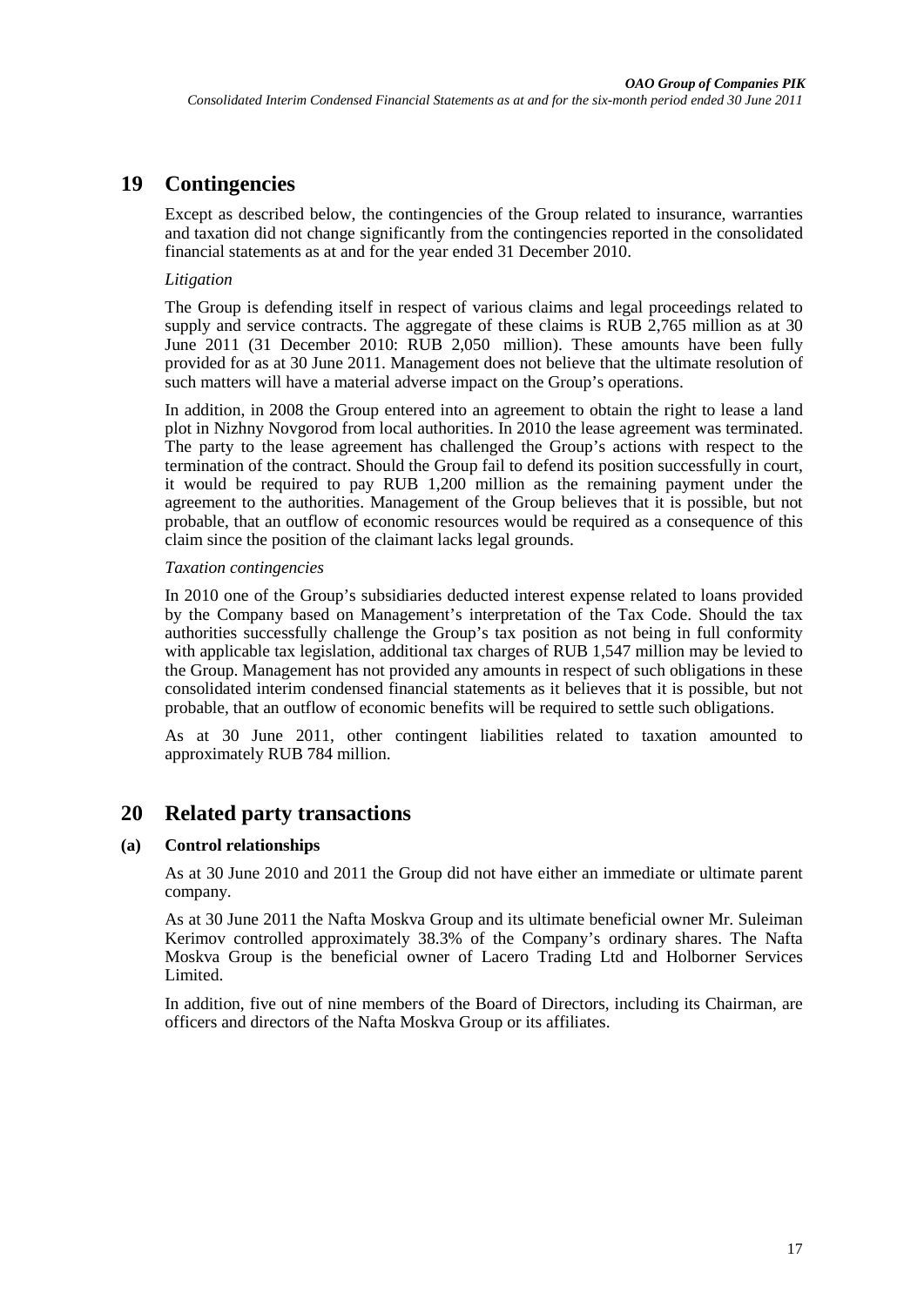# 19 Contingencies

Except as described below, the contingencies of the Group related to insurance, warranties and taxation did not change significantly from the contingencies reported in the consolidated financial statements as at and for the year ended 31 December 2010.

*Litigation*

The Group is defending itself in respect of various claims and legal proceedings related to supply and service contracts. The aggregate of these claims is RUB 2,765 million as at 30 June 2011 (31 December 2010: RUB 2,050 million). These amounts have been fully provided for as at 30 June 2011. Management does not believe that the ultimate resolution of such matters will have a material adverse impact on the Group's operations.

In addition, in 2008 the Group entered into an agreement to obtain the right to lease a land plot in Nizhny Novgorod from local authorities. In 2010 the lease agreement was terminated. The party to the lease agreement has challenged the Group's actions with respect to the termination of the contract. Should the Group fail to defend its position successfully in court, it would be required to pay RUB 1,200 million as the remaining payment under the agreement to the authorities. Management of the Group believes that it is possible, but not probable, that an outflow of economic resources would be required as a consequence of this claim since the position of the claimant lacks legal grounds.

*Taxation contingencies*

In 2010 one of the Group's subsidiaries deducted interest expense related to loans provided by the Company based on Management's interpretation of the Tax Code. Should the tax authorities successfully challenge the Group's tax position as not being in full conformity with applicable tax legislation, additional tax charges of RUB 1,547 million may be levied to the Group. Management has not provided any amounts in respect of such obligations in these consolidated interim condensed financial statements as it believes that it is possible, but not probable, that an outflow of economic benefits will be required to settle such obligations.

As at 30 June 2011, other contingent liabilities related to taxation amounted to approximately RUB 784 million.

# 20 Related party transactions

## (a) Control relationships

As at 30 June 2010 and 2011 the Group did not have either an immediate or ultimate parent company.

As at 30 June 2011 the Nafta Moskva Group and its ultimate beneficial owner Mr. Suleiman Kerimov controlled approximately 38.3% of the Company's ordinary shares. The Nafta Moskva Group is the beneficial owner of Lacero Trading Ltd and Holborner Services Limited.

In addition, five out of nine members of the Board of Directors, including its Chairman, are officers and directors of the Nafta Moskva Group or its affiliates.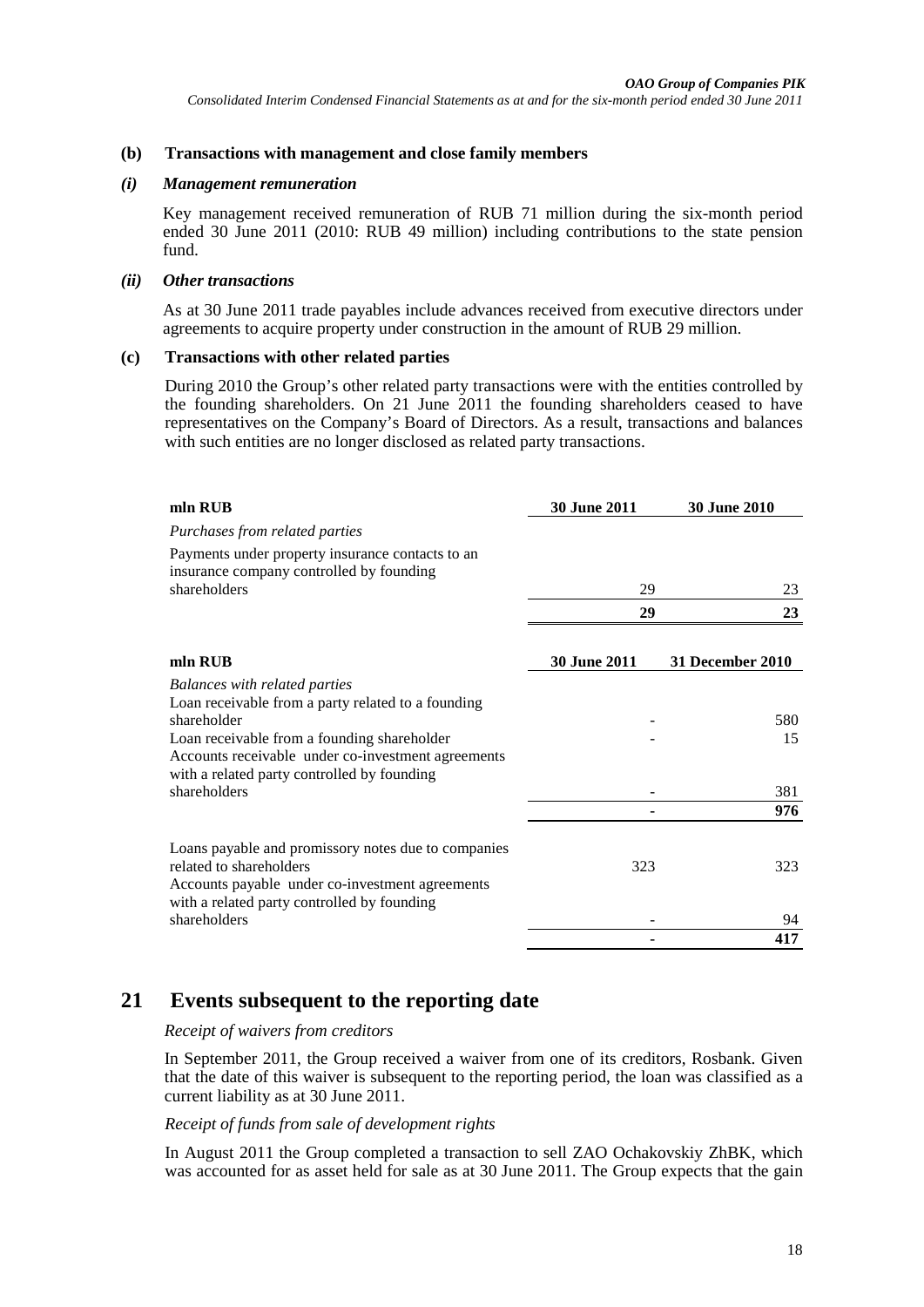### (b) Transactions with management and close family members

#### *(i) Management remuneration*

Key management received remuneration of RUB 71 million during the six-month period ended 30 June 2011 (2010: RUB 49 million) including contributions to the state pension fund.

#### *(ii) Other transactions*

As at 30 June 2011 trade payables include advances received from executive directors under agreements to acquire property under construction in the amount of RUB 29 million.

### (c) Transactions with other related parties

During 2010 the Group's other related party transactions were with the entities controlled by the founding shareholders. On 21 June 2011 the founding shareholders ceased to have representatives on the Company's Board of Directors. As a result, transactions and balances with such entities are no longer disclosed as related party transactions.

| mln RUB | 30 June 2011 | 30 June 2010 |
|---|---|---|
| *Purchases from related parties* | | |
| Payments under property insurance contacts to an insurance company controlled by founding shareholders | 29 | 23 |
| | **29** | **23** |

| mln RUB | 30 June 2011 | 31 December 2010 |
|---|---|---|
| *Balances with related parties* | | |
| Loan receivable from a party related to a founding shareholder | - | 580 |
| Loan receivable from a founding shareholder | - | 15 |
| Accounts receivable under co-investment agreements with a related party controlled by founding shareholders | - | 381 |
| | **-** | **976** |
| Loans payable and promissory notes due to companies related to shareholders | 323 | 323 |
| Accounts payable under co-investment agreements with a related party controlled by founding shareholders | - | 94 |
| | **-** | **417** |

## 21 Events subsequent to the reporting date

*Receipt of waivers from creditors*

In September 2011, the Group received a waiver from one of its creditors, Rosbank. Given that the date of this waiver is subsequent to the reporting period, the loan was classified as a current liability as at 30 June 2011.

*Receipt of funds from sale of development rights*

In August 2011 the Group completed a transaction to sell ZAO Ochakovskiy ZhBK, which was accounted for as asset held for sale as at 30 June 2011. The Group expects that the gain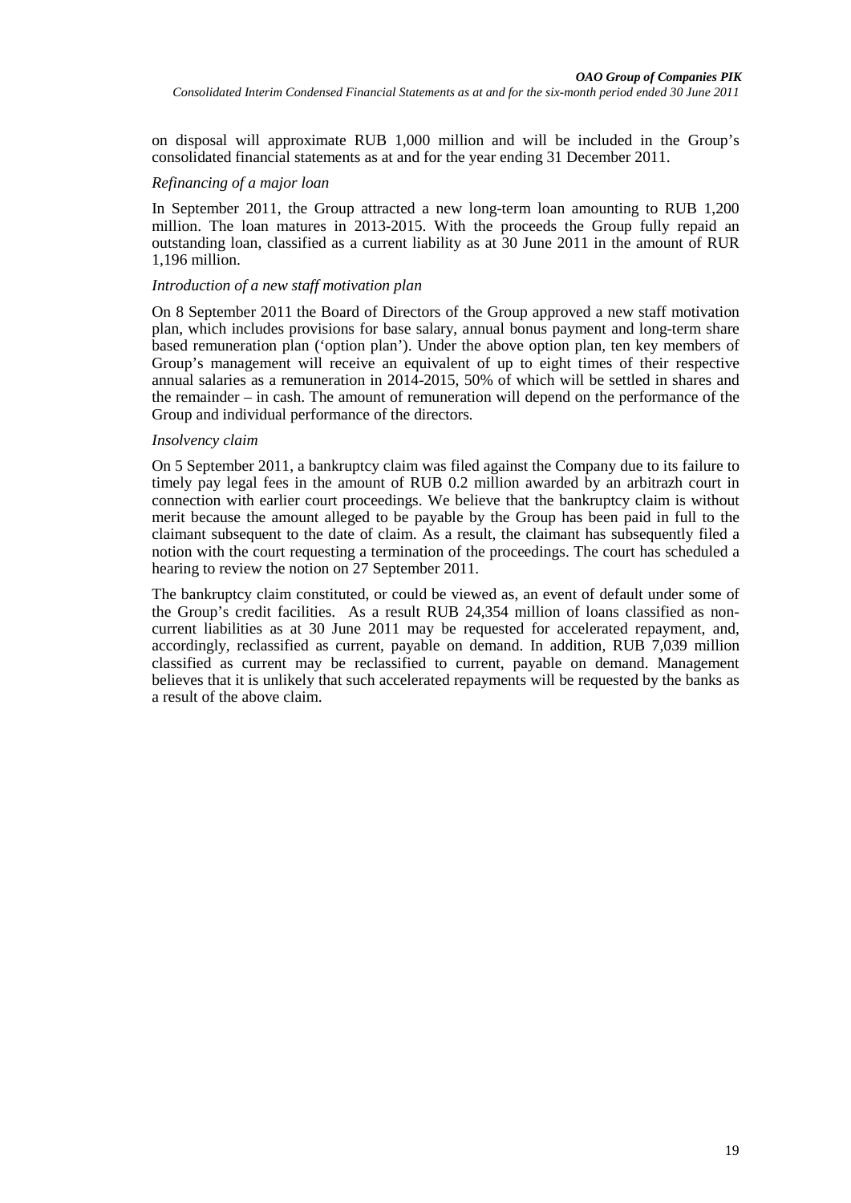on disposal will approximate RUB 1,000 million and will be included in the Group's consolidated financial statements as at and for the year ending 31 December 2011.

*Refinancing of a major loan*

In September 2011, the Group attracted a new long-term loan amounting to RUB 1,200 million. The loan matures in 2013-2015. With the proceeds the Group fully repaid an outstanding loan, classified as a current liability as at 30 June 2011 in the amount of RUR 1,196 million.

*Introduction of a new staff motivation plan*

On 8 September 2011 the Board of Directors of the Group approved a new staff motivation plan, which includes provisions for base salary, annual bonus payment and long-term share based remuneration plan ('option plan'). Under the above option plan, ten key members of Group's management will receive an equivalent of up to eight times of their respective annual salaries as a remuneration in 2014-2015, 50% of which will be settled in shares and the remainder – in cash. The amount of remuneration will depend on the performance of the Group and individual performance of the directors.

*Insolvency claim*

On 5 September 2011, a bankruptcy claim was filed against the Company due to its failure to timely pay legal fees in the amount of RUB 0.2 million awarded by an arbitrazh court in connection with earlier court proceedings. We believe that the bankruptcy claim is without merit because the amount alleged to be payable by the Group has been paid in full to the claimant subsequent to the date of claim. As a result, the claimant has subsequently filed a notion with the court requesting a termination of the proceedings. The court has scheduled a hearing to review the notion on 27 September 2011.

The bankruptcy claim constituted, or could be viewed as, an event of default under some of the Group's credit facilities. As a result RUB 24,354 million of loans classified as non-current liabilities as at 30 June 2011 may be requested for accelerated repayment, and, accordingly, reclassified as current, payable on demand. In addition, RUB 7,039 million classified as current may be reclassified to current, payable on demand. Management believes that it is unlikely that such accelerated repayments will be requested by the banks as a result of the above claim.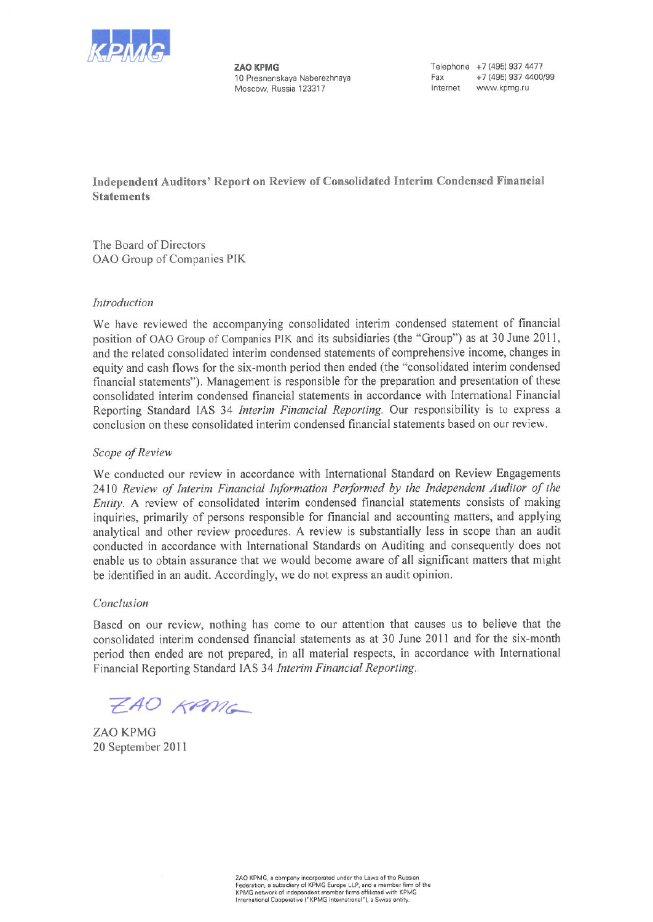**ZAO KPMG**
10 Presnenskaya Naberezhnaya
Moscow, Russia 123317

Telephone +7 (495) 937 4477
Fax +7 (495) 937 4400/99
Internet www.kpmg.ru

## Independent Auditors' Report on Review of Consolidated Interim Condensed Financial Statements

The Board of Directors
OAO Group of Companies PIK

*Introduction*

We have reviewed the accompanying consolidated interim condensed statement of financial position of OAO Group of Companies PIK and its subsidiaries (the "Group") as at 30 June 2011, and the related consolidated interim condensed statements of comprehensive income, changes in equity and cash flows for the six-month period then ended (the "consolidated interim condensed financial statements"). Management is responsible for the preparation and presentation of these consolidated interim condensed financial statements in accordance with International Financial Reporting Standard IAS 34 *Interim Financial Reporting*. Our responsibility is to express a conclusion on these consolidated interim condensed financial statements based on our review.

*Scope of Review*

We conducted our review in accordance with International Standard on Review Engagements 2410 *Review of Interim Financial Information Performed by the Independent Auditor of the Entity*. A review of consolidated interim condensed financial statements consists of making inquiries, primarily of persons responsible for financial and accounting matters, and applying analytical and other review procedures. A review is substantially less in scope than an audit conducted in accordance with International Standards on Auditing and consequently does not enable us to obtain assurance that we would become aware of all significant matters that might be identified in an audit. Accordingly, we do not express an audit opinion.

*Conclusion*

Based on our review, nothing has come to our attention that causes us to believe that the consolidated interim condensed financial statements as at 30 June 2011 and for the six-month period then ended are not prepared, in all material respects, in accordance with International Financial Reporting Standard IAS 34 *Interim Financial Reporting*.

ZAO KPMG

ZAO KPMG
20 September 2011

ZAO KPMG, a company incorporated under the Laws of the Russian Federation, a subsidiary of KPMG Europe LLP, and a member firm of the KPMG network of independent member firms affiliated with KPMG International Cooperative ("KPMG International"), a Swiss entity.